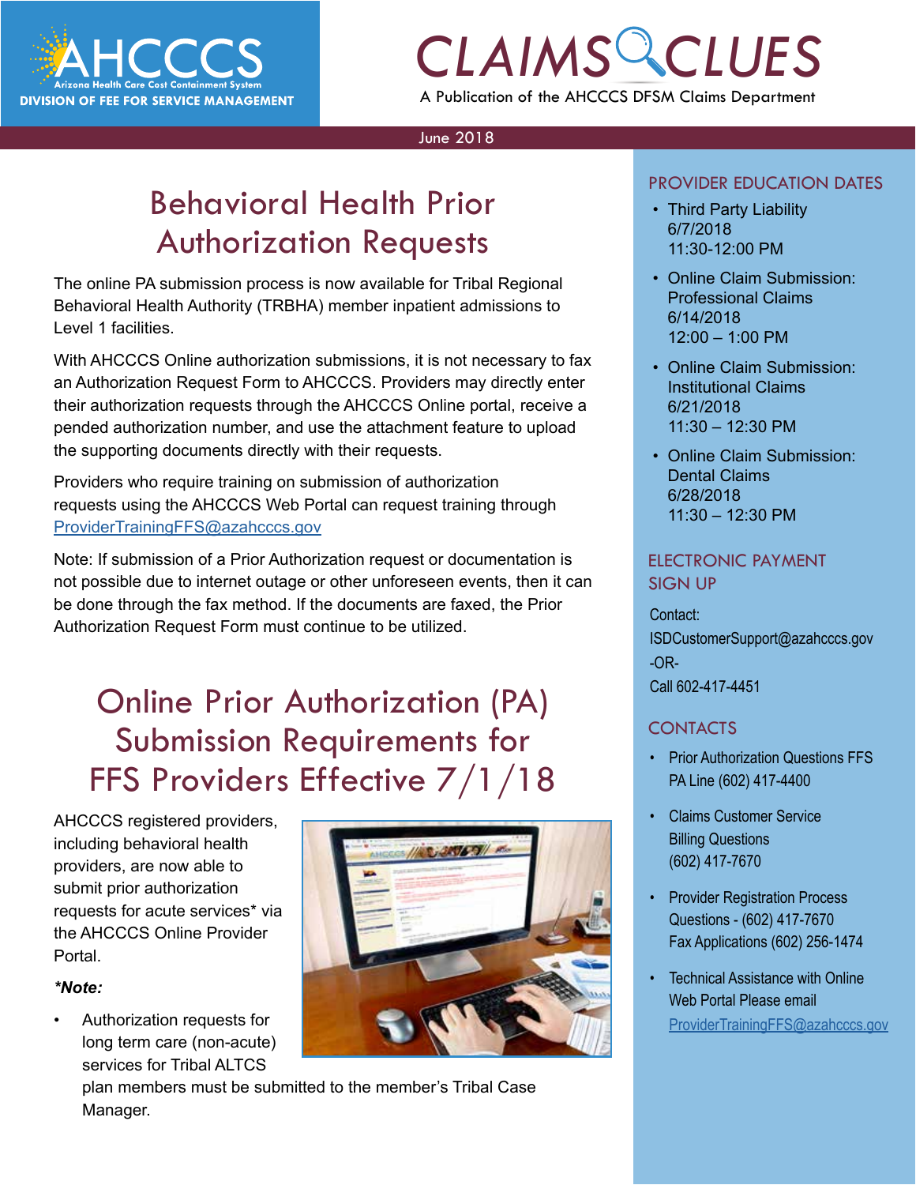AHCCCS
Arizona Health Care Cost Containment System
DIVISION OF FEE FOR SERVICE MANAGEMENT

# CLAIMS CLUES

A Publication of the AHCCCS DFSM Claims Department

June 2018

## Behavioral Health Prior Authorization Requests

The online PA submission process is now available for Tribal Regional Behavioral Health Authority (TRBHA) member inpatient admissions to Level 1 facilities.

With AHCCCS Online authorization submissions, it is not necessary to fax an Authorization Request Form to AHCCCS. Providers may directly enter their authorization requests through the AHCCCS Online portal, receive a pended authorization number, and use the attachment feature to upload the supporting documents directly with their requests.

Providers who require training on submission of authorization requests using the AHCCCS Web Portal can request training through ProviderTrainingFFS@azahcccs.gov

Note: If submission of a Prior Authorization request or documentation is not possible due to internet outage or other unforeseen events, then it can be done through the fax method. If the documents are faxed, the Prior Authorization Request Form must continue to be utilized.

## Online Prior Authorization (PA) Submission Requirements for FFS Providers Effective 7/1/18

AHCCCS registered providers, including behavioral health providers, are now able to submit prior authorization requests for acute services* via the AHCCCS Online Provider Portal.

***Note:***

- Authorization requests for long term care (non-acute) services for Tribal ALTCS plan members must be submitted to the member's Tribal Case Manager.

### PROVIDER EDUCATION DATES

- Third Party Liability
  6/7/2018
  11:30-12:00 PM
- Online Claim Submission: Professional Claims
  6/14/2018
  12:00 – 1:00 PM
- Online Claim Submission: Institutional Claims
  6/21/2018
  11:30 – 12:30 PM
- Online Claim Submission: Dental Claims
  6/28/2018
  11:30 – 12:30 PM

### ELECTRONIC PAYMENT SIGN UP

Contact:
ISDCustomerSupport@azahcccs.gov
-OR-
Call 602-417-4451

### CONTACTS

- Prior Authorization Questions FFS PA Line (602) 417-4400
- Claims Customer Service Billing Questions (602) 417-7670
- Provider Registration Process Questions - (602) 417-7670 Fax Applications (602) 256-1474
- Technical Assistance with Online Web Portal Please email ProviderTrainingFFS@azahcccs.gov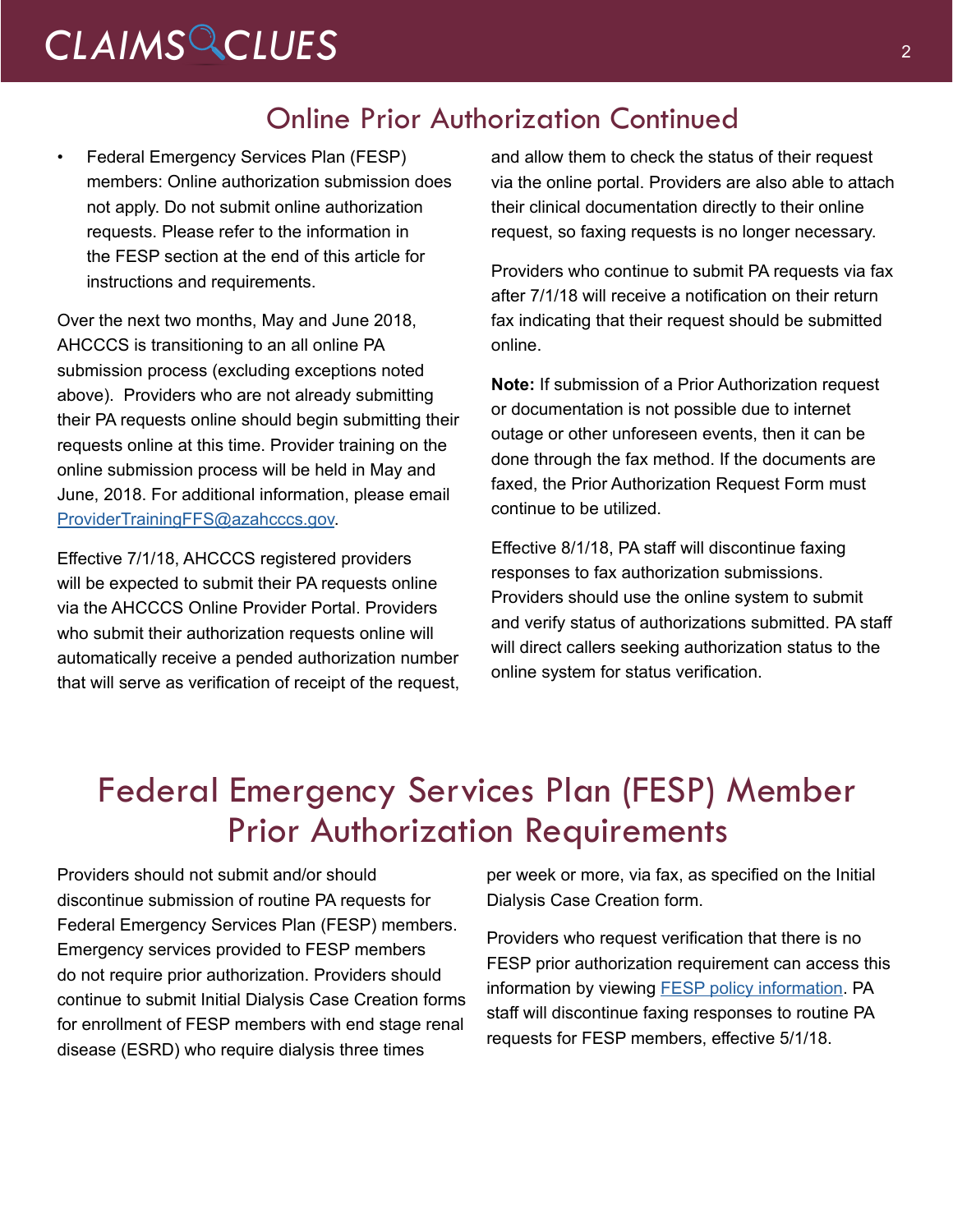## Online Prior Authorization Continued

- Federal Emergency Services Plan (FESP) members: Online authorization submission does not apply. Do not submit online authorization requests. Please refer to the information in the FESP section at the end of this article for instructions and requirements.

Over the next two months, May and June 2018, AHCCCS is transitioning to an all online PA submission process (excluding exceptions noted above). Providers who are not already submitting their PA requests online should begin submitting their requests online at this time. Provider training on the online submission process will be held in May and June, 2018. For additional information, please email [ProviderTrainingFFS@azahcccs.gov](mailto:ProviderTrainingFFS@azahcccs.gov).

Effective 7/1/18, AHCCCS registered providers will be expected to submit their PA requests online via the AHCCCS Online Provider Portal. Providers who submit their authorization requests online will automatically receive a pended authorization number that will serve as verification of receipt of the request, and allow them to check the status of their request via the online portal. Providers are also able to attach their clinical documentation directly to their online request, so faxing requests is no longer necessary.

Providers who continue to submit PA requests via fax after 7/1/18 will receive a notification on their return fax indicating that their request should be submitted online.

**Note:** If submission of a Prior Authorization request or documentation is not possible due to internet outage or other unforeseen events, then it can be done through the fax method. If the documents are faxed, the Prior Authorization Request Form must continue to be utilized.

Effective 8/1/18, PA staff will discontinue faxing responses to fax authorization submissions. Providers should use the online system to submit and verify status of authorizations submitted. PA staff will direct callers seeking authorization status to the online system for status verification.

## Federal Emergency Services Plan (FESP) Member Prior Authorization Requirements

Providers should not submit and/or should discontinue submission of routine PA requests for Federal Emergency Services Plan (FESP) members. Emergency services provided to FESP members do not require prior authorization. Providers should continue to submit Initial Dialysis Case Creation forms for enrollment of FESP members with end stage renal disease (ESRD) who require dialysis three times per week or more, via fax, as specified on the Initial Dialysis Case Creation form.

Providers who request verification that there is no FESP prior authorization requirement can access this information by viewing FESP policy information. PA staff will discontinue faxing responses to routine PA requests for FESP members, effective 5/1/18.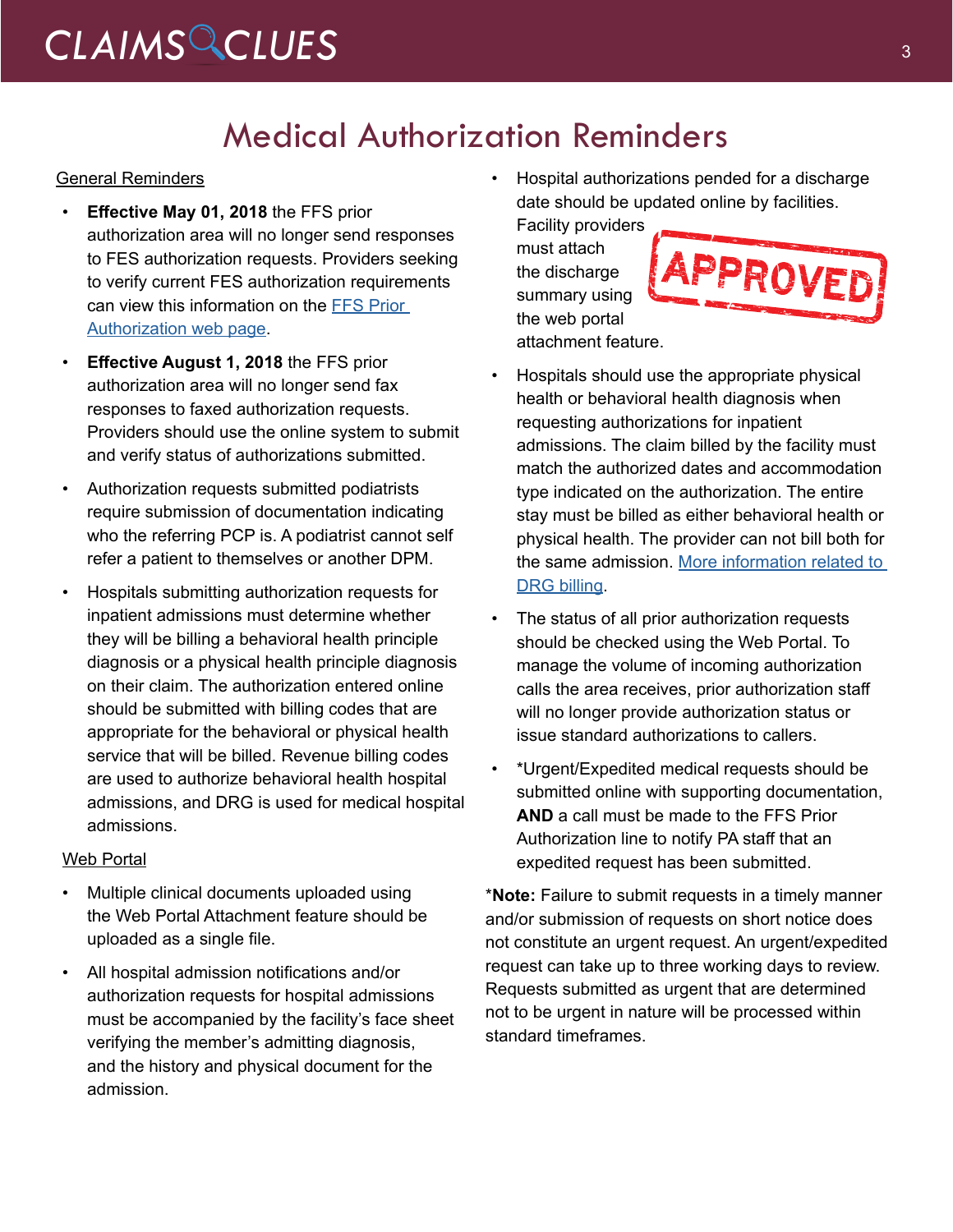# Medical Authorization Reminders

## General Reminders

- **Effective May 01, 2018** the FFS prior authorization area will no longer send responses to FES authorization requests. Providers seeking to verify current FES authorization requirements can view this information on the [FFS Prior Authorization web page](#).
- **Effective August 1, 2018** the FFS prior authorization area will no longer send fax responses to faxed authorization requests. Providers should use the online system to submit and verify status of authorizations submitted.
- Authorization requests submitted podiatrists require submission of documentation indicating who the referring PCP is. A podiatrist cannot self refer a patient to themselves or another DPM.
- Hospitals submitting authorization requests for inpatient admissions must determine whether they will be billing a behavioral health principle diagnosis or a physical health principle diagnosis on their claim. The authorization entered online should be submitted with billing codes that are appropriate for the behavioral or physical health service that will be billed. Revenue billing codes are used to authorize behavioral health hospital admissions, and DRG is used for medical hospital admissions.

## Web Portal

- Multiple clinical documents uploaded using the Web Portal Attachment feature should be uploaded as a single file.
- All hospital admission notifications and/or authorization requests for hospital admissions must be accompanied by the facility's face sheet verifying the member's admitting diagnosis, and the history and physical document for the admission.
- Hospital authorizations pended for a discharge date should be updated online by facilities. Facility providers must attach the discharge summary using the web portal attachment feature.
- Hospitals should use the appropriate physical health or behavioral health diagnosis when requesting authorizations for inpatient admissions. The claim billed by the facility must match the authorized dates and accommodation type indicated on the authorization. The entire stay must be billed as either behavioral health or physical health. The provider can not bill both for the same admission. [More information related to DRG billing](#).
- The status of all prior authorization requests should be checked using the Web Portal. To manage the volume of incoming authorization calls the area receives, prior authorization staff will no longer provide authorization status or issue standard authorizations to callers.
- *Urgent/Expedited medical requests should be submitted online with supporting documentation, **AND** a call must be made to the FFS Prior Authorization line to notify PA staff that an expedited request has been submitted.

*__Note:__ Failure to submit requests in a timely manner and/or submission of requests on short notice does not constitute an urgent request. An urgent/expedited request can take up to three working days to review. Requests submitted as urgent that are determined not to be urgent in nature will be processed within standard timeframes.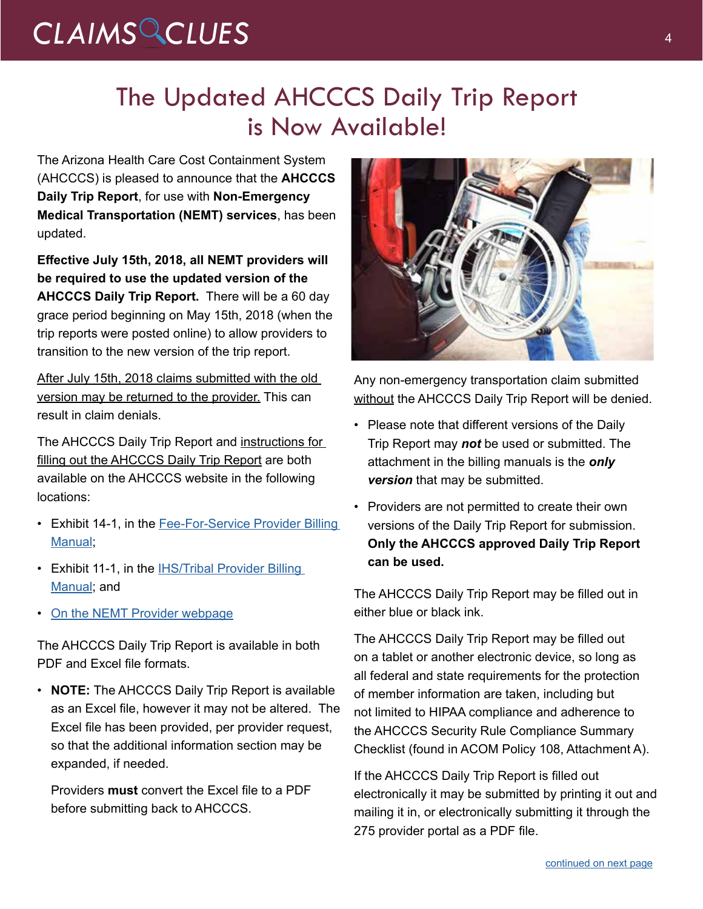# The Updated AHCCCS Daily Trip Report is Now Available!

The Arizona Health Care Cost Containment System (AHCCCS) is pleased to announce that the **AHCCCS Daily Trip Report**, for use with **Non-Emergency Medical Transportation (NEMT) services**, has been updated.

**Effective July 15th, 2018, all NEMT providers will be required to use the updated version of the AHCCCS Daily Trip Report.** There will be a 60 day grace period beginning on May 15th, 2018 (when the trip reports were posted online) to allow providers to transition to the new version of the trip report.

After July 15th, 2018 claims submitted with the old version may be returned to the provider. This can result in claim denials.

The AHCCCS Daily Trip Report and instructions for filling out the AHCCCS Daily Trip Report are both available on the AHCCCS website in the following locations:

- Exhibit 14-1, in the Fee-For-Service Provider Billing Manual;
- Exhibit 11-1, in the IHS/Tribal Provider Billing Manual; and
- On the NEMT Provider webpage

The AHCCCS Daily Trip Report is available in both PDF and Excel file formats.

- **NOTE:** The AHCCCS Daily Trip Report is available as an Excel file, however it may not be altered. The Excel file has been provided, per provider request, so that the additional information section may be expanded, if needed.

  Providers **must** convert the Excel file to a PDF before submitting back to AHCCCS.

Any non-emergency transportation claim submitted without the AHCCCS Daily Trip Report will be denied.

- Please note that different versions of the Daily Trip Report may ***not*** be used or submitted. The attachment in the billing manuals is the ***only version*** that may be submitted.
- Providers are not permitted to create their own versions of the Daily Trip Report for submission. **Only the AHCCCS approved Daily Trip Report can be used.**

The AHCCCS Daily Trip Report may be filled out in either blue or black ink.

The AHCCCS Daily Trip Report may be filled out on a tablet or another electronic device, so long as all federal and state requirements for the protection of member information are taken, including but not limited to HIPAA compliance and adherence to the AHCCCS Security Rule Compliance Summary Checklist (found in ACOM Policy 108, Attachment A).

If the AHCCCS Daily Trip Report is filled out electronically it may be submitted by printing it out and mailing it in, or electronically submitting it through the 275 provider portal as a PDF file.

continued on next page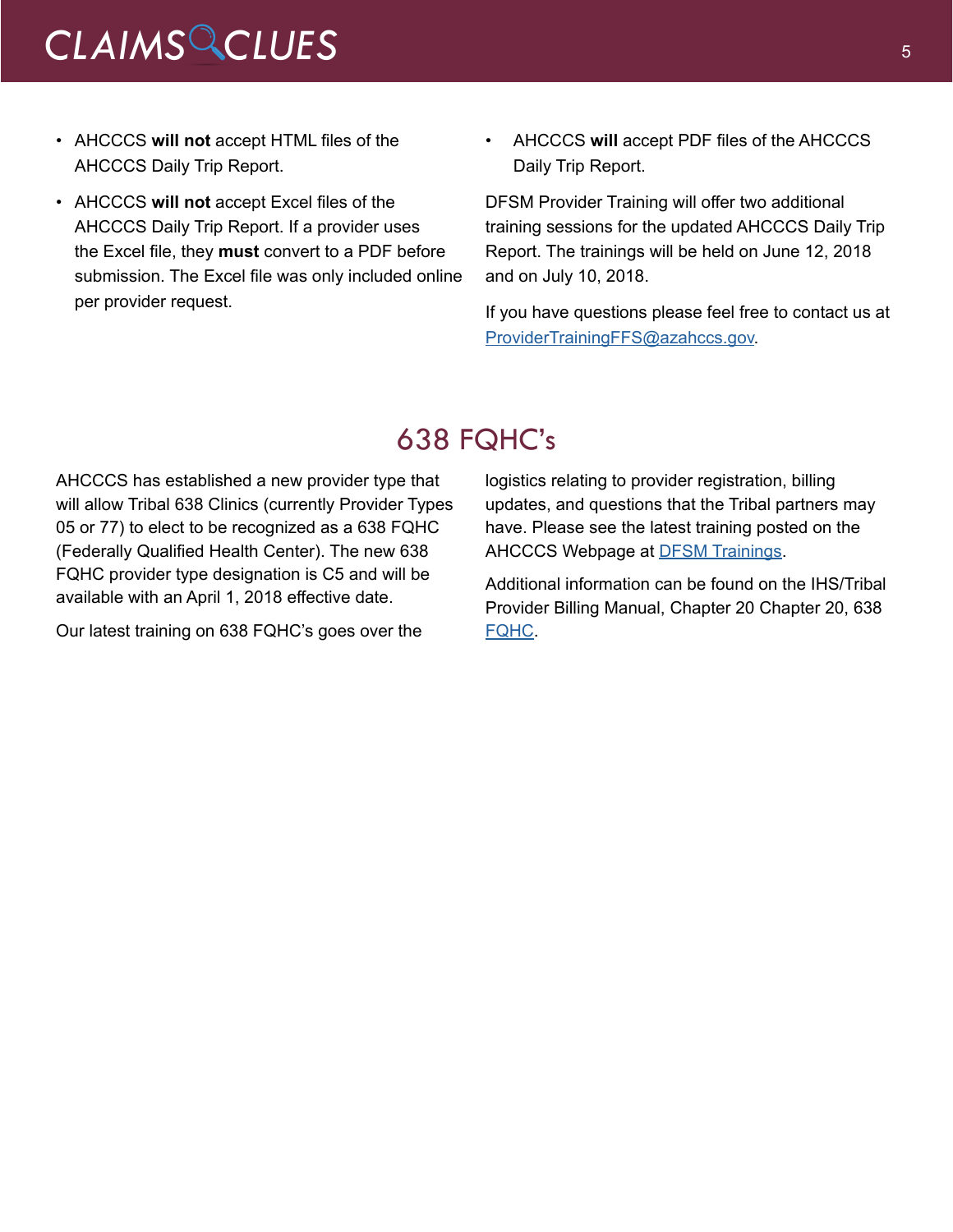- AHCCCS **will not** accept HTML files of the AHCCCS Daily Trip Report.
- AHCCCS **will not** accept Excel files of the AHCCCS Daily Trip Report. If a provider uses the Excel file, they **must** convert to a PDF before submission. The Excel file was only included online per provider request.
- AHCCCS **will** accept PDF files of the AHCCCS Daily Trip Report.

DFSM Provider Training will offer two additional training sessions for the updated AHCCCS Daily Trip Report. The trainings will be held on June 12, 2018 and on July 10, 2018.

If you have questions please feel free to contact us at ProviderTrainingFFS@azahccs.gov.

## 638 FQHC's

AHCCCS has established a new provider type that will allow Tribal 638 Clinics (currently Provider Types 05 or 77) to elect to be recognized as a 638 FQHC (Federally Qualified Health Center). The new 638 FQHC provider type designation is C5 and will be available with an April 1, 2018 effective date.

Our latest training on 638 FQHC's goes over the logistics relating to provider registration, billing updates, and questions that the Tribal partners may have. Please see the latest training posted on the AHCCCS Webpage at DFSM Trainings.

Additional information can be found on the IHS/Tribal Provider Billing Manual, Chapter 20 Chapter 20, 638 FQHC.